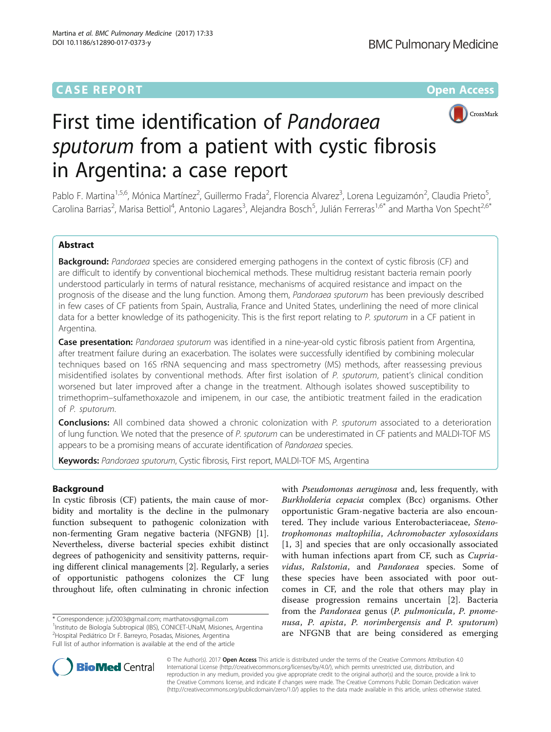CASE REPORT Open Access

# First time identification of *Pandoraea sputorum* from a patient with cystic fibrosis in Argentina: a case report

Pablo F. Martina[1,5,6], Mónica Martínez[2], Guillermo Frada[2], Florencia Alvarez[3], Lorena Leguizamón[2], Claudia Prieto[5], Carolina Barrias[2], Marisa Bettiol[4], Antonio Lagares[3], Alejandra Bosch[5], Julián Ferreras[1,6*] and Martha Von Specht[2,6*]

## Abstract

**Background:** *Pandoraea* species are considered emerging pathogens in the context of cystic fibrosis (CF) and are difficult to identify by conventional biochemical methods. These multidrug resistant bacteria remain poorly understood particularly in terms of natural resistance, mechanisms of acquired resistance and impact on the prognosis of the disease and the lung function. Among them, *Pandoraea sputorum* has been previously described in few cases of CF patients from Spain, Australia, France and United States, underlining the need of more clinical data for a better knowledge of its pathogenicity. This is the first report relating to *P. sputorum* in a CF patient in Argentina.

**Case presentation:** *Pandoraea sputorum* was identified in a nine-year-old cystic fibrosis patient from Argentina, after treatment failure during an exacerbation. The isolates were successfully identified by combining molecular techniques based on 16S rRNA sequencing and mass spectrometry (MS) methods, after reassessing previous misidentified isolates by conventional methods. After first isolation of *P. sputorum*, patient's clinical condition worsened but later improved after a change in the treatment. Although isolates showed susceptibility to trimethoprim–sulfamethoxazole and imipenem, in our case, the antibiotic treatment failed in the eradication of *P. sputorum*.

**Conclusions:** All combined data showed a chronic colonization with *P. sputorum* associated to a deterioration of lung function. We noted that the presence of *P. sputorum* can be underestimated in CF patients and MALDI-TOF MS appears to be a promising means of accurate identification of *Pandoraea* species.

**Keywords:** *Pandoraea sputorum*, Cystic fibrosis, First report, MALDI-TOF MS, Argentina

## Background

In cystic fibrosis (CF) patients, the main cause of morbidity and mortality is the decline in the pulmonary function subsequent to pathogenic colonization with non-fermenting Gram negative bacteria (NFGNB) [1]. Nevertheless, diverse bacterial species exhibit distinct degrees of pathogenicity and sensitivity patterns, requiring different clinical managements [2]. Regularly, a series of opportunistic pathogens colonizes the CF lung throughout life, often culminating in chronic infection with *Pseudomonas aeruginosa* and, less frequently, with *Burkholderia cepacia* complex (Bcc) organisms. Other opportunistic Gram-negative bacteria are also encountered. They include various Enterobacteriaceae, *Stenotrophomonas maltophilia*, *Achromobacter xylosoxidans* [1, 3] and species that are only occasionally associated with human infections apart from CF, such as *Cupriavidus*, *Ralstonia*, and *Pandoraea* species. Some of these species have been associated with poor outcomes in CF, and the role that others may play in disease progression remains uncertain [2]. Bacteria from the *Pandoraea* genus (*P. pulmonicula*, *P. pnomenusa*, *P. apista*, *P. norimbergensis and P. sputorum*) are NFGNB that are being considered as emerging

\* Correspondence: juf2003@gmail.com; marthatovs@gmail.com
[1]Instituto de Biología Subtropical (IBS), CONICET-UNaM, Misiones, Argentina
[2]Hospital Pediátrico Dr F. Barreyro, Posadas, Misiones, Argentina
Full list of author information is available at the end of the article

© The Author(s). 2017 **Open Access** This article is distributed under the terms of the Creative Commons Attribution 4.0 International License (http://creativecommons.org/licenses/by/4.0/), which permits unrestricted use, distribution, and reproduction in any medium, provided you give appropriate credit to the original author(s) and the source, provide a link to the Creative Commons license, and indicate if changes were made. The Creative Commons Public Domain Dedication waiver (http://creativecommons.org/publicdomain/zero/1.0/) applies to the data made available in this article, unless otherwise stated.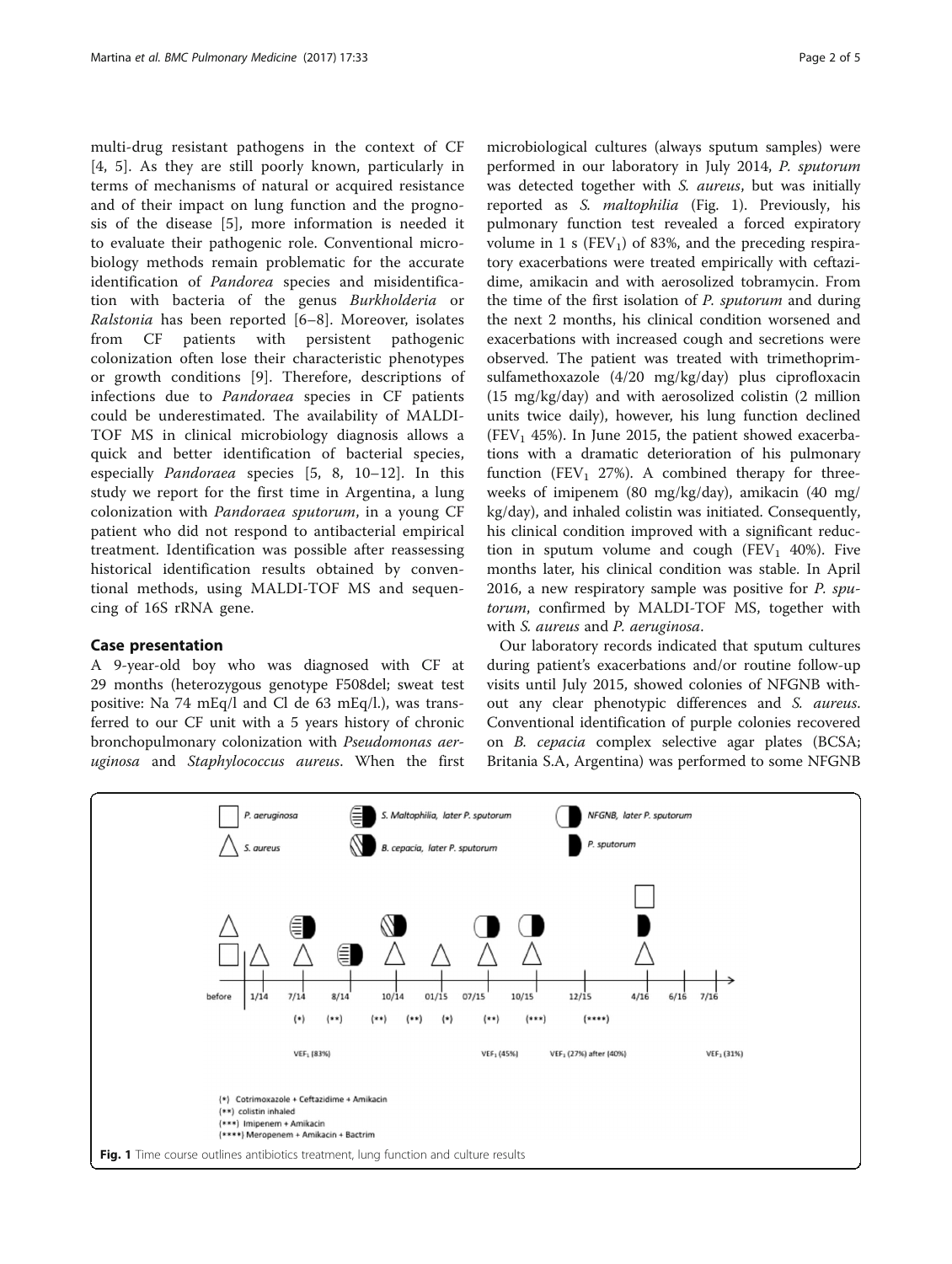multi-drug resistant pathogens in the context of CF [4, 5]. As they are still poorly known, particularly in terms of mechanisms of natural or acquired resistance and of their impact on lung function and the prognosis of the disease [5], more information is needed it to evaluate their pathogenic role. Conventional microbiology methods remain problematic for the accurate identification of *Pandorea* species and misidentification with bacteria of the genus *Burkholderia* or *Ralstonia* has been reported [6–8]. Moreover, isolates from CF patients with persistent pathogenic colonization often lose their characteristic phenotypes or growth conditions [9]. Therefore, descriptions of infections due to *Pandoraea* species in CF patients could be underestimated. The availability of MALDI-TOF MS in clinical microbiology diagnosis allows a quick and better identification of bacterial species, especially *Pandoraea* species [5, 8, 10–12]. In this study we report for the first time in Argentina, a lung colonization with *Pandoraea sputorum*, in a young CF patient who did not respond to antibacterial empirical treatment. Identification was possible after reassessing historical identification results obtained by conventional methods, using MALDI-TOF MS and sequencing of 16S rRNA gene.

## Case presentation

A 9-year-old boy who was diagnosed with CF at 29 months (heterozygous genotype F508del; sweat test positive: Na 74 mEq/l and Cl de 63 mEq/l.), was transferred to our CF unit with a 5 years history of chronic bronchopulmonary colonization with *Pseudomonas aeruginosa* and *Staphylococcus aureus*. When the first microbiological cultures (always sputum samples) were performed in our laboratory in July 2014, *P. sputorum* was detected together with *S. aureus*, but was initially reported as *S. maltophilia* (Fig. 1). Previously, his pulmonary function test revealed a forced expiratory volume in 1 s ($FEV_1$) of 83%, and the preceding respiratory exacerbations were treated empirically with ceftazidime, amikacin and with aerosolized tobramycin. From the time of the first isolation of *P. sputorum* and during the next 2 months, his clinical condition worsened and exacerbations with increased cough and secretions were observed. The patient was treated with trimethoprim-sulfamethoxazole (4/20 mg/kg/day) plus ciprofloxacin (15 mg/kg/day) and with aerosolized colistin (2 million units twice daily), however, his lung function declined ($FEV_1$ 45%). In June 2015, the patient showed exacerbations with a dramatic deterioration of his pulmonary function ($FEV_1$ 27%). A combined therapy for three-weeks of imipenem (80 mg/kg/day), amikacin (40 mg/kg/day), and inhaled colistin was initiated. Consequently, his clinical condition improved with a significant reduction in sputum volume and cough ($FEV_1$ 40%). Five months later, his clinical condition was stable. In April 2016, a new respiratory sample was positive for *P. sputorum*, confirmed by MALDI-TOF MS, together with with *S. aureus* and *P. aeruginosa*.

Our laboratory records indicated that sputum cultures during patient's exacerbations and/or routine follow-up visits until July 2015, showed colonies of NFGNB without any clear phenotypic differences and *S. aureus*. Conventional identification of purple colonies recovered on *B. cepacia* complex selective agar plates (BCSA; Britania S.A, Argentina) was performed to some NFGNB

**Fig. 1** Time course outlines antibiotics treatment, lung function and culture results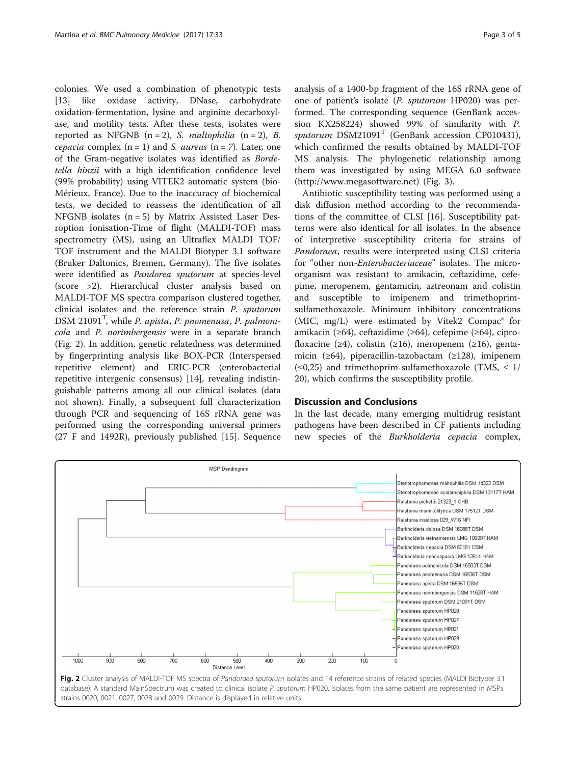colonies. We used a combination of phenotypic tests [13] like oxidase activity, DNase, carbohydrate oxidation-fermentation, lysine and arginine decarboxylase, and motility tests. After these tests, isolates were reported as NFGNB (n = 2), *S. maltophilia* (n = 2), *B. cepacia* complex (n = 1) and *S. aureus* (n = 7). Later, one of the Gram-negative isolates was identified as *Bordetella hinzii* with a high identification confidence level (99% probability) using VITEK2 automatic system (bio-Mérieux, France). Due to the inaccuracy of biochemical tests, we decided to reassess the identification of all NFGNB isolates (n = 5) by Matrix Assisted Laser Desorption Ionisation-Time of flight (MALDI-TOF) mass spectrometry (MS), using an Ultraflex MALDI TOF/TOF instrument and the MALDI Biotyper 3.1 software (Bruker Daltonics, Bremen, Germany). The five isolates were identified as *Pandorea sputorum* at species-level (score >2). Hierarchical cluster analysis based on MALDI-TOF MS spectra comparison clustered together, clinical isolates and the reference strain *P. sputorum* DSM 21091$^T$, while *P. apista*, *P. pnomenusa*, *P. pulmonicola* and *P. norimbergensis* were in a separate branch (Fig. 2). In addition, genetic relatedness was determined by fingerprinting analysis like BOX-PCR (Interspersed repetitive element) and ERIC-PCR (enterobacterial repetitive intergenic consensus) [14], revealing indistinguishable patterns among all our clinical isolates (data not shown). Finally, a subsequent full characterization through PCR and sequencing of 16S rRNA gene was performed using the corresponding universal primers (27 F and 1492R), previously published [15]. Sequence analysis of a 1400-bp fragment of the 16S rRNA gene of one of patient's isolate (*P. sputorum* HP020) was performed. The corresponding sequence (GenBank accession KX258224) showed 99% of similarity with *P. sputorum* DSM21091$^T$ (GenBank accession CP010431), which confirmed the results obtained by MALDI-TOF MS analysis. The phylogenetic relationship among them was investigated by using MEGA 6.0 software (http://www.megasoftware.net) (Fig. 3).

Antibiotic susceptibility testing was performed using a disk diffusion method according to the recommendations of the committee of CLSI [16]. Susceptibility patterns were also identical for all isolates. In the absence of interpretive susceptibility criteria for strains of *Pandoraea*, results were interpreted using CLSI criteria for "other non-*Enterobacteriaceae*" isolates. The microorganism was resistant to amikacin, ceftazidime, cefepime, meropenem, gentamicin, aztreonam and colistin and susceptible to imipenem and trimethoprim-sulfamethoxazole. Minimum inhibitory concentrations (MIC, mg/L) were estimated by Vitek2 Compac® for amikacin (≥64), ceftazidime (≥64), cefepime (≥64), ciprofloxacine (≥4), colistin (≥16), meropenem (≥16), gentamicin (≥64), piperacillin-tazobactam (≥128), imipenem (≤0,25) and trimethoprim-sulfamethoxazole (TMS, ≤ 1/20), which confirms the susceptibility profile.

## Discussion and Conclusions

In the last decade, many emerging multidrug resistant pathogens have been described in CF patients including new species of the *Burkholderia cepacia* complex,

**Fig. 2** Cluster analysis of MALDI-TOF MS spectra of *Pandoraea sputorum* isolates and 14 reference strains of related species (MALDI Biotyper 3.1 database). A standard MainSpectrum was created to clinical isolate *P. sputorum* HP020. Isolates from the same patient are represented in MSPs strains 0020, 0021, 0027, 0028 and 0029. Distance is displayed in relative units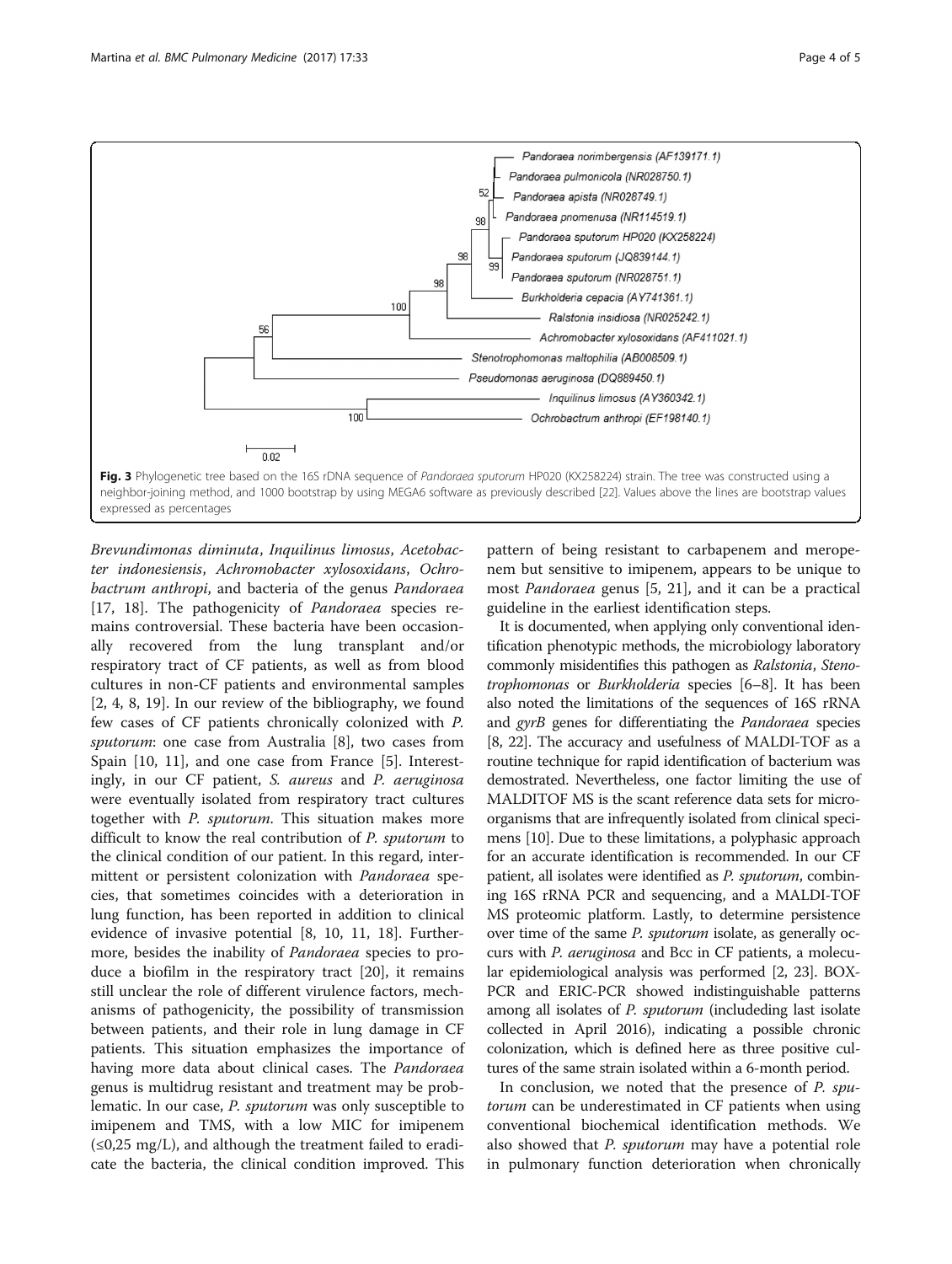Fig. 3 Phylogenetic tree based on the 16S rDNA sequence of *Pandoraea sputorum* HP020 (KX258224) strain. The tree was constructed using a neighbor-joining method, and 1000 bootstrap by using MEGA6 software as previously described [22]. Values above the lines are bootstrap values expressed as percentages

*Brevundimonas diminuta*, *Inquilinus limosus*, *Acetobacter indonesiensis*, *Achromobacter xylosoxidans*, *Ochrobactrum anthropi*, and bacteria of the genus *Pandoraea* [17, 18]. The pathogenicity of *Pandoraea* species remains controversial. These bacteria have been occasionally recovered from the lung transplant and/or respiratory tract of CF patients, as well as from blood cultures in non-CF patients and environmental samples [2, 4, 8, 19]. In our review of the bibliography, we found few cases of CF patients chronically colonized with *P. sputorum*: one case from Australia [8], two cases from Spain [10, 11], and one case from France [5]. Interestingly, in our CF patient, *S. aureus* and *P. aeruginosa* were eventually isolated from respiratory tract cultures together with *P. sputorum*. This situation makes more difficult to know the real contribution of *P. sputorum* to the clinical condition of our patient. In this regard, intermittent or persistent colonization with *Pandoraea* species, that sometimes coincides with a deterioration in lung function, has been reported in addition to clinical evidence of invasive potential [8, 10, 11, 18]. Furthermore, besides the inability of *Pandoraea* species to produce a biofilm in the respiratory tract [20], it remains still unclear the role of different virulence factors, mechanisms of pathogenicity, the possibility of transmission between patients, and their role in lung damage in CF patients. This situation emphasizes the importance of having more data about clinical cases. The *Pandoraea* genus is multidrug resistant and treatment may be problematic. In our case, *P. sputorum* was only susceptible to imipenem and TMS, with a low MIC for imipenem (≤0,25 mg/L), and although the treatment failed to eradicate the bacteria, the clinical condition improved. This pattern of being resistant to carbapenem and meropenem but sensitive to imipenem, appears to be unique to most *Pandoraea* genus [5, 21], and it can be a practical guideline in the earliest identification steps.

It is documented, when applying only conventional identification phenotypic methods, the microbiology laboratory commonly misidentifies this pathogen as *Ralstonia*, *Stenotrophomonas* or *Burkholderia* species [6–8]. It has been also noted the limitations of the sequences of 16S rRNA and *gyrB* genes for differentiating the *Pandoraea* species [8, 22]. The accuracy and usefulness of MALDI-TOF as a routine technique for rapid identification of bacterium was demostrated. Nevertheless, one factor limiting the use of MALDITOF MS is the scant reference data sets for microorganisms that are infrequently isolated from clinical specimens [10]. Due to these limitations, a polyphasic approach for an accurate identification is recommended. In our CF patient, all isolates were identified as *P. sputorum*, combining 16S rRNA PCR and sequencing, and a MALDI-TOF MS proteomic platform. Lastly, to determine persistence over time of the same *P. sputorum* isolate, as generally occurs with *P. aeruginosa* and Bcc in CF patients, a molecular epidemiological analysis was performed [2, 23]. BOX-PCR and ERIC-PCR showed indistinguishable patterns among all isolates of *P. sputorum* (includeding last isolate collected in April 2016), indicating a possible chronic colonization, which is defined here as three positive cultures of the same strain isolated within a 6-month period.

In conclusion, we noted that the presence of *P. sputorum* can be underestimated in CF patients when using conventional biochemical identification methods. We also showed that *P. sputorum* may have a potential role in pulmonary function deterioration when chronically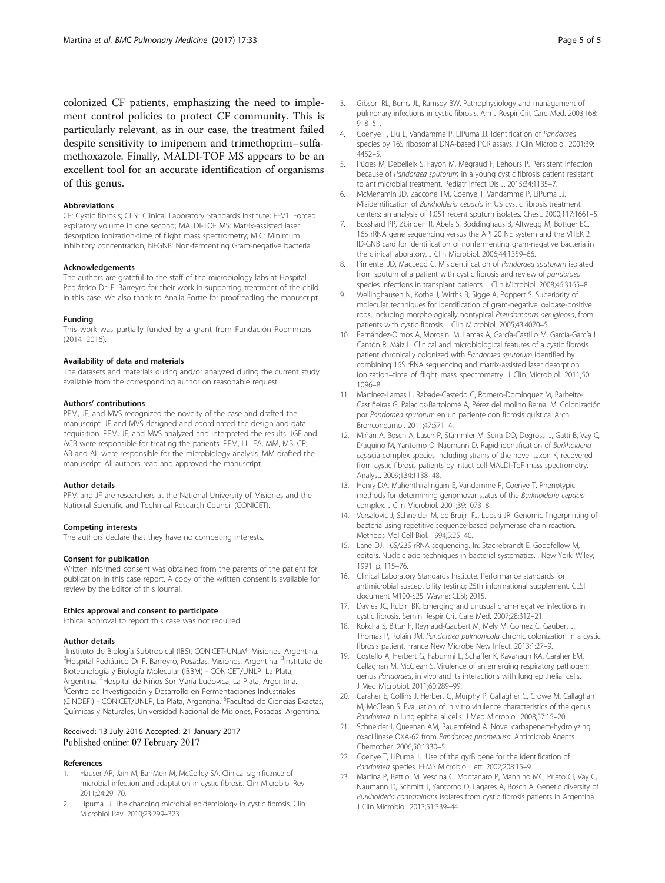colonized CF patients, emphasizing the need to implement control policies to protect CF community. This is particularly relevant, as in our case, the treatment failed despite sensitivity to imipenem and trimethoprim–sulfamethoxazole. Finally, MALDI-TOF MS appears to be an excellent tool for an accurate identification of organisms of this genus.

### Abbreviations

CF: Cystic fibrosis; CLSI: Clinical Laboratory Standards Institute; FEV1: Forced expiratory volume in one second; MALDI-TOF MS: Matrix-assisted laser desorption ionization-time of flight mass spectrometry; MIC: Minimum inhibitory concentration; NFGNB: Non-fermenting Gram-negative bacteria

### Acknowledgements

The authors are grateful to the staff of the microbiology labs at Hospital Pediátrico Dr. F. Barreyro for their work in supporting treatment of the child in this case. We also thank to Analia Fortte for proofreading the manuscript.

### Funding

This work was partially funded by a grant from Fundación Roemmers (2014–2016).

### Availability of data and materials

The datasets and materials during and/or analyzed during the current study available from the corresponding author on reasonable request.

### Authors' contributions

PFM, JF, and MVS recognized the novelty of the case and drafted the manuscript. JF and MVS designed and coordinated the design and data acquisition. PFM, JF, and MVS analyzed and interpreted the results. JGF and ACB were responsible for treating the patients. PFM, LL, FA, MM, MB, CP, AB and AL were responsible for the microbiology analysis. MM drafted the manuscript. All authors read and approved the manuscript.

### Author details

PFM and JF are researchers at the National University of Misiones and the National Scientific and Technical Research Council (CONICET).

### Competing interests

The authors declare that they have no competing interests.

### Consent for publication

Written informed consent was obtained from the parents of the patient for publication in this case report. A copy of the written consent is available for review by the Editor of this journal.

### Ethics approval and consent to participate

Ethical approval to report this case was not required.

### Author details

[1]Instituto de Biología Subtropical (IBS), CONICET-UNaM, Misiones, Argentina. [2]Hospital Pediátrico Dr F. Barreyro, Posadas, Misiones, Argentina. [3]Instituto de Biotecnología y Biología Molecular (IBBM) - CONICET/UNLP, La Plata, Argentina. [4]Hospital de Niños Sor María Ludovica, La Plata, Argentina. [5]Centro de Investigación y Desarrollo en Fermentaciones Industriales (CINDEFI) - CONICET/UNLP, La Plata, Argentina. [6]Facultad de Ciencias Exactas, Químicas y Naturales, Universidad Nacional de Misiones, Posadas, Argentina.

Received: 13 July 2016 Accepted: 21 January 2017
Published online: 07 February 2017

### References

1. Hauser AR, Jain M, Bar-Meir M, McColley SA. Clinical significance of microbial infection and adaptation in cystic fibrosis. Clin Microbiol Rev. 2011;24:29–70.
2. Lipuma JJ. The changing microbial epidemiology in cystic fibrosis. Clin Microbiol Rev. 2010;23:299–323.
3. Gibson RL, Burns JL, Ramsey BW. Pathophysiology and management of pulmonary infections in cystic fibrosis. Am J Respir Crit Care Med. 2003;168:918–51.
4. Coenye T, Liu L, Vandamme P, LiPuma JJ. Identification of *Pandoraea* species by 16S ribosomal DNA-based PCR assays. J Clin Microbiol. 2001;39:4452–5.
5. Púges M, Debelleix S, Fayon M, Mégraud F, Lehours P. Persistent infection because of *Pandoraea sputorum* in a young cystic fibrosis patient resistant to antimicrobial treatment. Pediatr Infect Dis J. 2015;34:1135–7.
6. McMenamin JD, Zaccone TM, Coenye T, Vandamme P, LiPuma JJ. Misidentification of *Burkholderia cepacia* in US cystic fibrosis treatment centers: an analysis of 1,051 recent sputum isolates. Chest. 2000;117:1661–5.
7. Bosshard PP, Zbinden R, Abels S, Boddinghaus B, Altwegg M, Bottger EC. 16S rRNA gene sequencing versus the API 20 NE system and the VITEK 2 ID-GNB card for identification of nonfermenting gram-negative bacteria in the clinical laboratory. J Clin Microbiol. 2006;44:1359–66.
8. Pimentel JD, MacLeod C. Misidentification of *Pandoraea sputorum* isolated from sputum of a patient with cystic fibrosis and review of *pandoraea* species infections in transplant patients. J Clin Microbiol. 2008;46:3165–8.
9. Wellinghausen N, Kothe J, Wirths B, Sigge A, Poppert S. Superiority of molecular techniques for identification of gram-negative, oxidase-positive rods, including morphologically nontypical *Pseudomonas aeruginosa*, from patients with cystic fibrosis. J Clin Microbiol. 2005;43:4070–5.
10. Fernández-Olmos A, Morosini M, Lamas A, García-Castillo M, García-García L, Cantón R, Máiz L. Clinical and microbiological features of a cystic fibrosis patient chronically colonized with *Pandoraea sputorum* identified by combining 16S rRNA sequencing and matrix-assisted laser desorption ionization–time of flight mass spectrometry. J Clin Microbiol. 2011;50:1096–8.
11. Martínez-Lamas L, Rabade-Castedo C, Romero-Domínguez M, Barbeito-Castiñeiras G, Palacios-Bartolomé A, Pérez del molino Bernal M. Colonización por *Pandoraea sputorum* en un paciente con fibrosis quística. Arch Bronconeumol. 2011;47:571–4.
12. Miñán A, Bosch A, Lasch P, Stämmler M, Serra DO, Degrossi J, Gatti B, Vay C, D'aquino M, Yantorno O, Naumann D. Rapid identification of *Burkholderia cepacia* complex species including strains of the novel taxon K, recovered from cystic fibrosis patients by intact cell MALDI-ToF mass spectrometry. Analyst. 2009;134:1138–48.
13. Henry DA, Mahenthiralingam E, Vandamme P, Coenye T. Phenotypic methods for determining genomovar status of the *Burkholderia cepacia* complex. J Clin Microbiol. 2001;39:1073–8.
14. Versalovic J, Schneider M, de Bruijn FJ, Lupski JR. Genomic fingerprinting of bacteria using repetitive sequence-based polymerase chain reaction. Methods Mol Cell Biol. 1994;5:25–40.
15. Lane DJ. 16S/23S rRNA sequencing. In: Stackebrandt E, Goodfellow M, editors. Nucleic acid techniques in bacterial systematics. . New York: Wiley; 1991. p. 115–76.
16. Clinical Laboratory Standards Institute. Performance standards for antimicrobial susceptibility testing; 25th informational supplement. CLSI document M100-S25. Wayne: CLSI; 2015.
17. Davies JC, Rubin BK. Emerging and unusual gram-negative infections in cystic fibrosis. Semin Respir Crit Care Med. 2007;28:312–21.
18. Kokcha S, Bittar F, Reynaud-Gaubert M, Mely M, Gomez C, Gaubert J, Thomas P, Rolain JM. *Pandoraea pulmonicola* chronic colonization in a cystic fibrosis patient. France New Microbe New Infect. 2013;1:27–9.
19. Costello A, Herbert G, Fabunmi L, Schaffer K, Kavanagh KA, Caraher EM, Callaghan M, McClean S. Virulence of an emerging respiratory pathogen, genus *Pandoraea*, in vivo and its interactions with lung epithelial cells. J Med Microbiol. 2011;60:289–99.
20. Caraher E, Collins J, Herbert G, Murphy P, Gallagher C, Crowe M, Callaghan M, McClean S. Evaluation of in vitro virulence characteristics of the genus *Pandoraea* in lung epithelial cells. J Med Microbiol. 2008;57:15–20.
21. Schneider I, Queenan AM, Bauernfeind A. Novel carbapenem-hydrolyzing oxacillinase OXA-62 from *Pandoraea pnomenusa*. Antimicrob Agents Chemother. 2006;50:1330–5.
22. Coenye T, LiPuma JJ. Use of the gyrB gene for the identification of *Pandoraea* species. FEMS Microbiol Lett. 2002;208:15–9.
23. Martina P, Bettiol M, Vescina C, Montanaro P, Mannino MC, Prieto CI, Vay C, Naumann D, Schmitt J, Yantorno O, Lagares A, Bosch A. Genetic diversity of *Burkholderia contaminans* isolates from cystic fibrosis patients in Argentina. J Clin Microbiol. 2013;51:339–44.